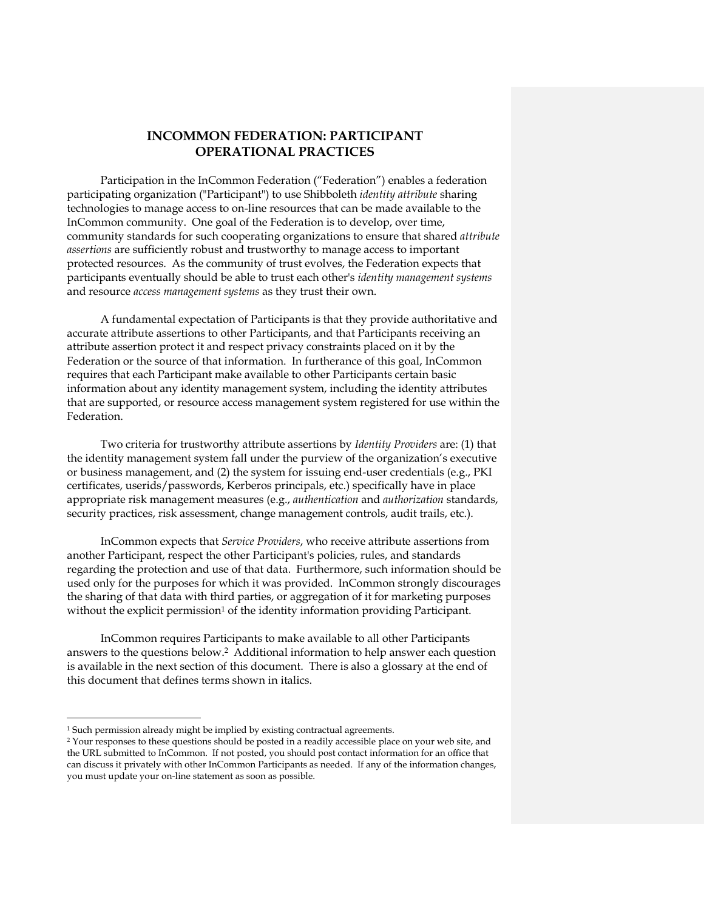# INCOMMON FEDERATION: PARTICIPANT OPERATIONAL PRACTICES

Participation in the InCommon Federation ("Federation") enables a federation participating organization ("Participant") to use Shibboleth *identity attribute* sharing technologies to manage access to on-line resources that can be made available to the InCommon community. One goal of the Federation is to develop, over time, community standards for such cooperating organizations to ensure that shared *attribute assertions* are sufficiently robust and trustworthy to manage access to important protected resources. As the community of trust evolves, the Federation expects that participants eventually should be able to trust each other's *identity management systems* and resource *access management systems* as they trust their own.

A fundamental expectation of Participants is that they provide authoritative and accurate attribute assertions to other Participants, and that Participants receiving an attribute assertion protect it and respect privacy constraints placed on it by the Federation or the source of that information. In furtherance of this goal, InCommon requires that each Participant make available to other Participants certain basic information about any identity management system, including the identity attributes that are supported, or resource access management system registered for use within the Federation.

Two criteria for trustworthy attribute assertions by *Identity Providers* are: (1) that the identity management system fall under the purview of the organization's executive or business management, and (2) the system for issuing end-user credentials (e.g., PKI certificates, userids/passwords, Kerberos principals, etc.) specifically have in place appropriate risk management measures (e.g., *authentication* and *authorization* standards, security practices, risk assessment, change management controls, audit trails, etc.).

InCommon expects that *Service Providers*, who receive attribute assertions from another Participant, respect the other Participant's policies, rules, and standards regarding the protection and use of that data. Furthermore, such information should be used only for the purposes for which it was provided. InCommon strongly discourages the sharing of that data with third parties, or aggregation of it for marketing purposes without the explicit permission[1] of the identity information providing Participant.

InCommon requires Participants to make available to all other Participants answers to the questions below.[2] Additional information to help answer each question is available in the next section of this document. There is also a glossary at the end of this document that defines terms shown in italics.

---

[1] Such permission already might be implied by existing contractual agreements.

[2] Your responses to these questions should be posted in a readily accessible place on your web site, and the URL submitted to InCommon. If not posted, you should post contact information for an office that can discuss it privately with other InCommon Participants as needed. If any of the information changes, you must update your on-line statement as soon as possible.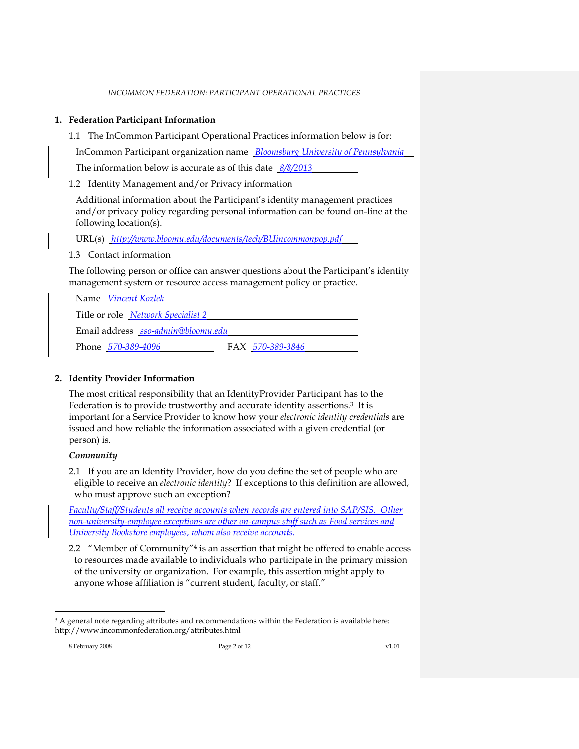## 1. Federation Participant Information

1.1 The InCommon Participant Operational Practices information below is for:

InCommon Participant organization name *Bloomsburg University of Pennsylvania*

The information below is accurate as of this date *8/8/2013*

1.2 Identity Management and/or Privacy information

Additional information about the Participant's identity management practices and/or privacy policy regarding personal information can be found on-line at the following location(s).

URL(s) *http://www.bloomu.edu/documents/tech/BUincommonpop.pdf*

1.3 Contact information

The following person or office can answer questions about the Participant's identity management system or resource access management policy or practice.

Name *Vincent Kozlek*

Title or role *Network Specialist 2*

Email address *sso-admin@bloomu.edu*

Phone *570-389-4096* FAX *570-389-3846*

## 2. Identity Provider Information

The most critical responsibility that an IdentityProvider Participant has to the Federation is to provide trustworthy and accurate identity assertions.[3] It is important for a Service Provider to know how your *electronic identity credentials* are issued and how reliable the information associated with a given credential (or person) is.

***Community***

2.1 If you are an Identity Provider, how do you define the set of people who are eligible to receive an *electronic identity*? If exceptions to this definition are allowed, who must approve such an exception?

*Faculty/Staff/Students all receive accounts when records are entered into SAP/SIS. Other non-university-employee exceptions are other on-campus staff such as Food services and University Bookstore employees, whom also receive accounts.*

2.2 "Member of Community"[4] is an assertion that might be offered to enable access to resources made available to individuals who participate in the primary mission of the university or organization. For example, this assertion might apply to anyone whose affiliation is "current student, faculty, or staff."

---

[3] A general note regarding attributes and recommendations within the Federation is available here: http://www.incommonfederation.org/attributes.html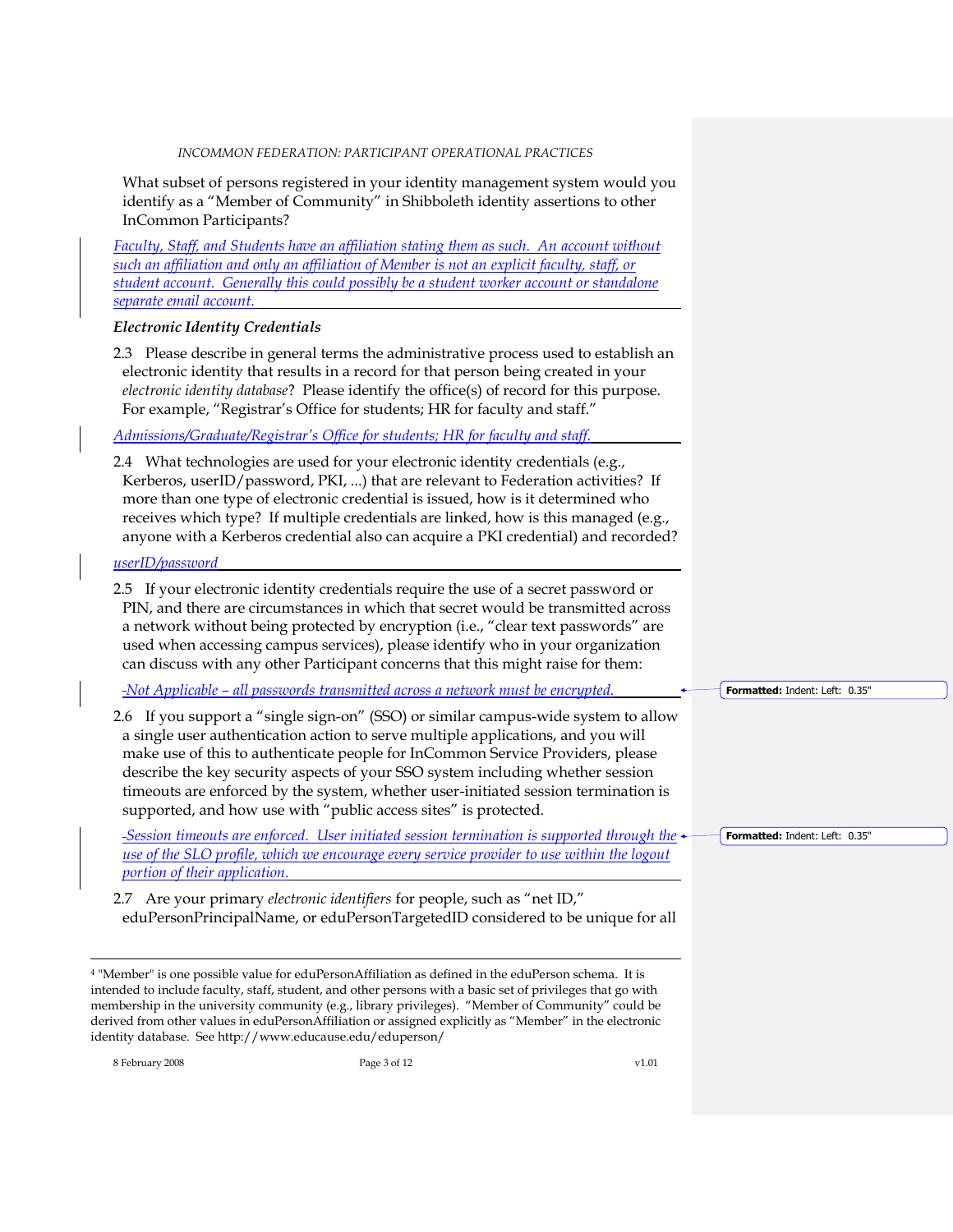What subset of persons registered in your identity management system would you identify as a "Member of Community" in Shibboleth identity assertions to other InCommon Participants?

*Faculty, Staff, and Students have an affiliation stating them as such. An account without such an affiliation and only an affiliation of Member is not an explicit faculty, staff, or student account. Generally this could possibly be a student worker account or standalone separate email account.*

### *Electronic Identity Credentials*

2.3 Please describe in general terms the administrative process used to establish an electronic identity that results in a record for that person being created in your *electronic identity database*? Please identify the office(s) of record for this purpose. For example, "Registrar's Office for students; HR for faculty and staff."

*Admissions/Graduate/Registrar's Office for students; HR for faculty and staff.*

2.4 What technologies are used for your electronic identity credentials (e.g., Kerberos, userID/password, PKI, ...) that are relevant to Federation activities? If more than one type of electronic credential is issued, how is it determined who receives which type? If multiple credentials are linked, how is this managed (e.g., anyone with a Kerberos credential also can acquire a PKI credential) and recorded?

*userID/password*

2.5 If your electronic identity credentials require the use of a secret password or PIN, and there are circumstances in which that secret would be transmitted across a network without being protected by encryption (i.e., "clear text passwords" are used when accessing campus services), please identify who in your organization can discuss with any other Participant concerns that this might raise for them:

*Not Applicable – all passwords transmitted across a network must be encrypted.*

2.6 If you support a "single sign-on" (SSO) or similar campus-wide system to allow a single user authentication action to serve multiple applications, and you will make use of this to authenticate people for InCommon Service Providers, please describe the key security aspects of your SSO system including whether session timeouts are enforced by the system, whether user-initiated session termination is supported, and how use with "public access sites" is protected.

*Session timeouts are enforced. User initiated session termination is supported through the use of the SLO profile, which we encourage every service provider to use within the logout portion of their application.*

2.7 Are your primary *electronic identifiers* for people, such as "net ID," eduPersonPrincipalName, or eduPersonTargetedID considered to be unique for all

---

[4] "Member" is one possible value for eduPersonAffiliation as defined in the eduPerson schema. It is intended to include faculty, staff, student, and other persons with a basic set of privileges that go with membership in the university community (e.g., library privileges). "Member of Community" could be derived from other values in eduPersonAffiliation or assigned explicitly as "Member" in the electronic identity database. See http://www.educause.edu/eduperson/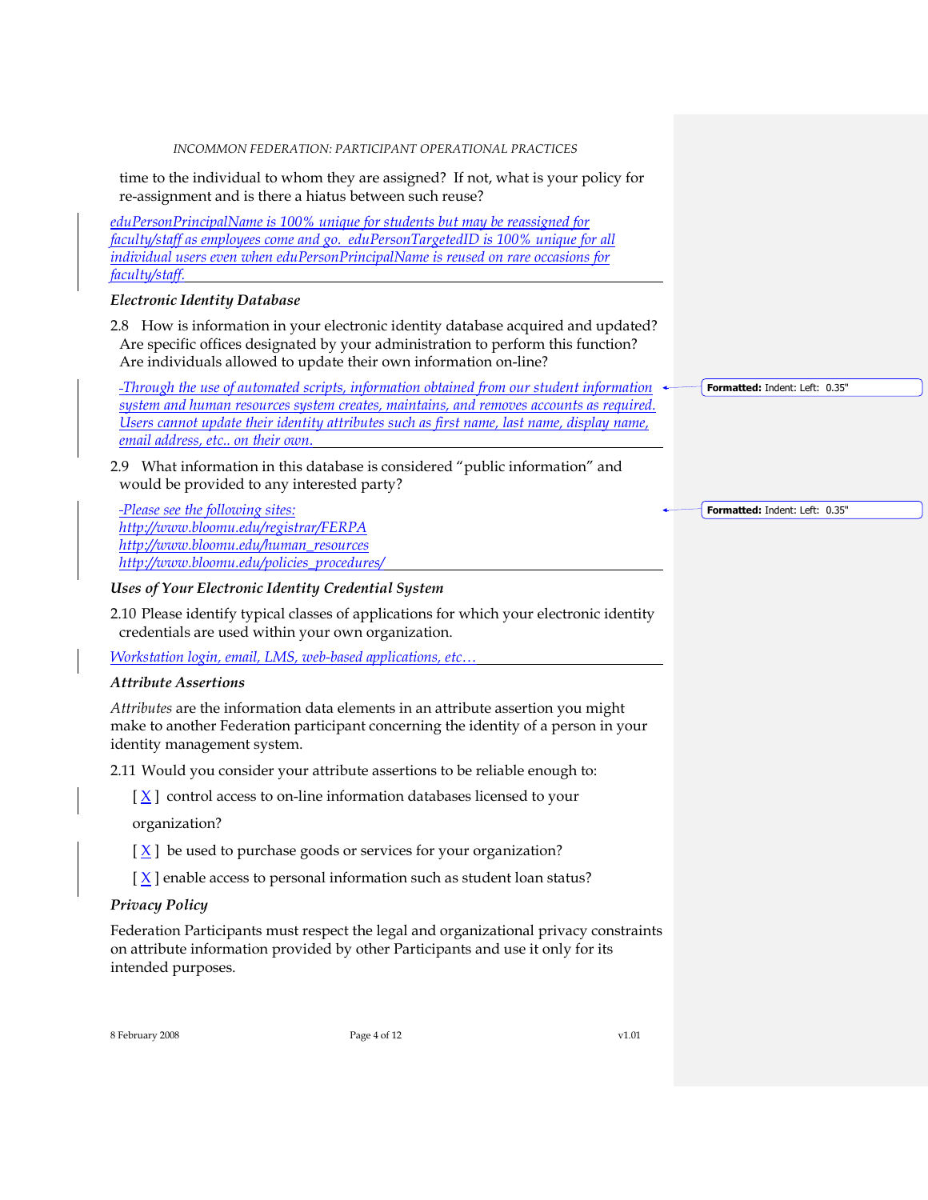time to the individual to whom they are assigned? If not, what is your policy for re-assignment and is there a hiatus between such reuse?

*eduPersonPrincipalName is 100% unique for students but may be reassigned for faculty/staff as employees come and go. eduPersonTargetedID is 100% unique for all individual users even when eduPersonPrincipalName is reused on rare occasions for faculty/staff.*

### Electronic Identity Database

2.8 How is information in your electronic identity database acquired and updated? Are specific offices designated by your administration to perform this function? Are individuals allowed to update their own information on-line?

*-Through the use of automated scripts, information obtained from our student information system and human resources system creates, maintains, and removes accounts as required. Users cannot update their identity attributes such as first name, last name, display name, email address, etc.. on their own.*

2.9 What information in this database is considered "public information" and would be provided to any interested party?

*-Please see the following sites:*
*http://www.bloomu.edu/registrar/FERPA*
*http://www.bloomu.edu/human_resources*
*http://www.bloomu.edu/policies_procedures/*

### Uses of Your Electronic Identity Credential System

2.10 Please identify typical classes of applications for which your electronic identity credentials are used within your own organization.

*Workstation login, email, LMS, web-based applications, etc…*

### Attribute Assertions

*Attributes* are the information data elements in an attribute assertion you might make to another Federation participant concerning the identity of a person in your identity management system.

2.11 Would you consider your attribute assertions to be reliable enough to:

[ X ] control access to on-line information databases licensed to your organization?

[ X ] be used to purchase goods or services for your organization?

[ X ] enable access to personal information such as student loan status?

### Privacy Policy

Federation Participants must respect the legal and organizational privacy constraints on attribute information provided by other Participants and use it only for its intended purposes.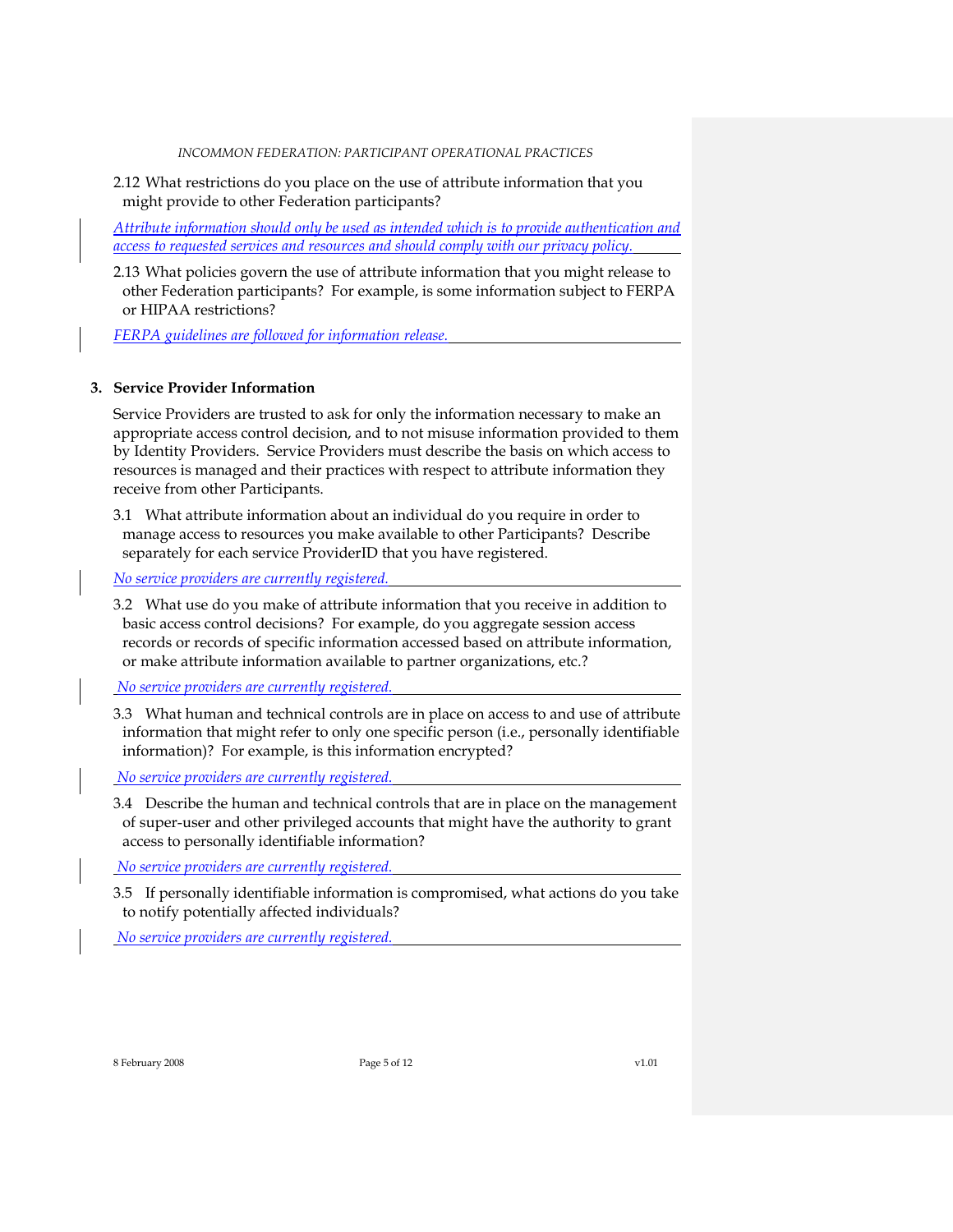2.12 What restrictions do you place on the use of attribute information that you might provide to other Federation participants?

*Attribute information should only be used as intended which is to provide authentication and access to requested services and resources and should comply with our privacy policy.*

2.13 What policies govern the use of attribute information that you might release to other Federation participants? For example, is some information subject to FERPA or HIPAA restrictions?

*FERPA guidelines are followed for information release.*

## 3. Service Provider Information

Service Providers are trusted to ask for only the information necessary to make an appropriate access control decision, and to not misuse information provided to them by Identity Providers. Service Providers must describe the basis on which access to resources is managed and their practices with respect to attribute information they receive from other Participants.

3.1 What attribute information about an individual do you require in order to manage access to resources you make available to other Participants? Describe separately for each service ProviderID that you have registered.

*No service providers are currently registered.*

3.2 What use do you make of attribute information that you receive in addition to basic access control decisions? For example, do you aggregate session access records or records of specific information accessed based on attribute information, or make attribute information available to partner organizations, etc.?

*No service providers are currently registered.*

3.3 What human and technical controls are in place on access to and use of attribute information that might refer to only one specific person (i.e., personally identifiable information)? For example, is this information encrypted?

*No service providers are currently registered.*

3.4 Describe the human and technical controls that are in place on the management of super-user and other privileged accounts that might have the authority to grant access to personally identifiable information?

*No service providers are currently registered.*

3.5 If personally identifiable information is compromised, what actions do you take to notify potentially affected individuals?

*No service providers are currently registered.*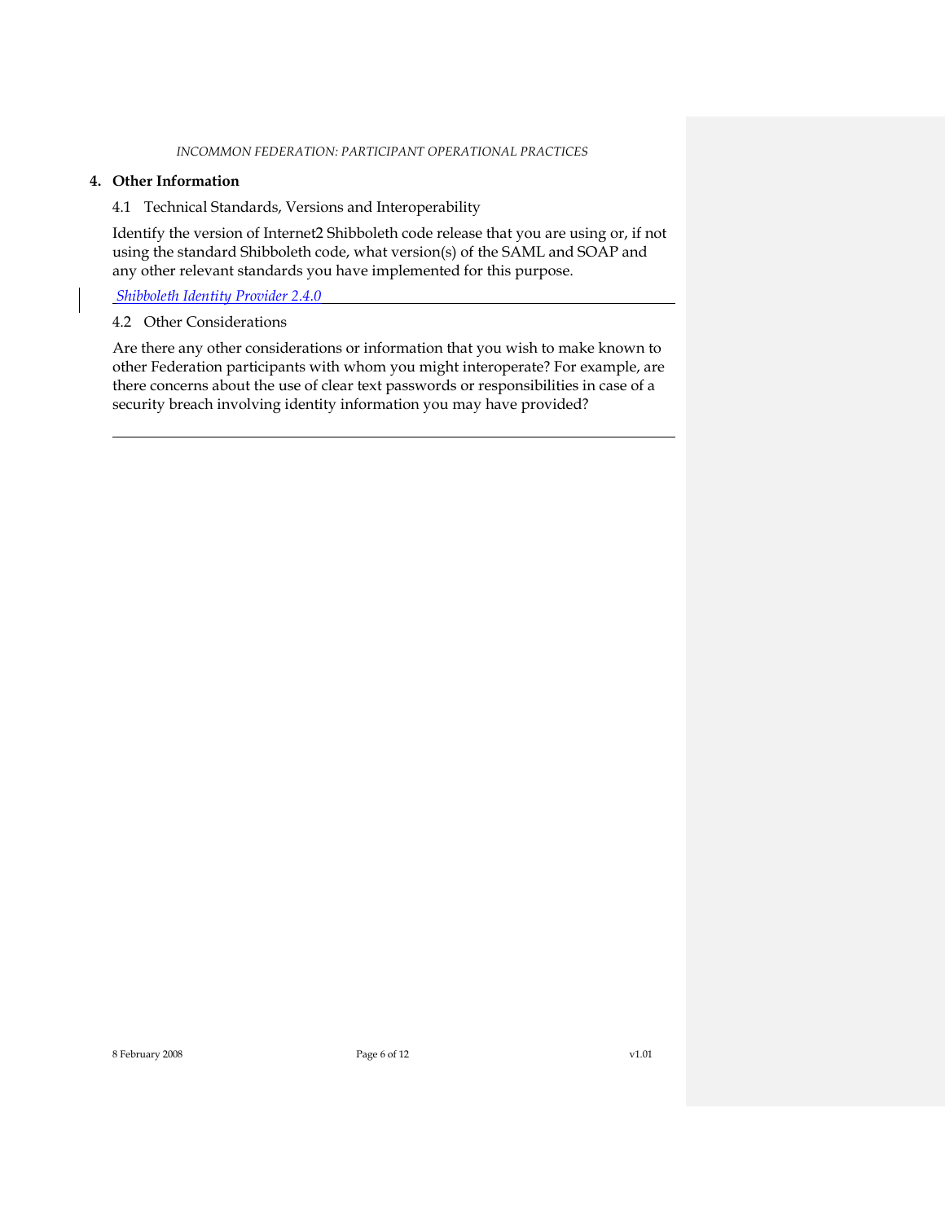## 4. Other Information

### 4.1 Technical Standards, Versions and Interoperability

Identify the version of Internet2 Shibboleth code release that you are using or, if not using the standard Shibboleth code, what version(s) of the SAML and SOAP and any other relevant standards you have implemented for this purpose.

*Shibboleth Identity Provider 2.4.0*

### 4.2 Other Considerations

Are there any other considerations or information that you wish to make known to other Federation participants with whom you might interoperate? For example, are there concerns about the use of clear text passwords or responsibilities in case of a security breach involving identity information you may have provided?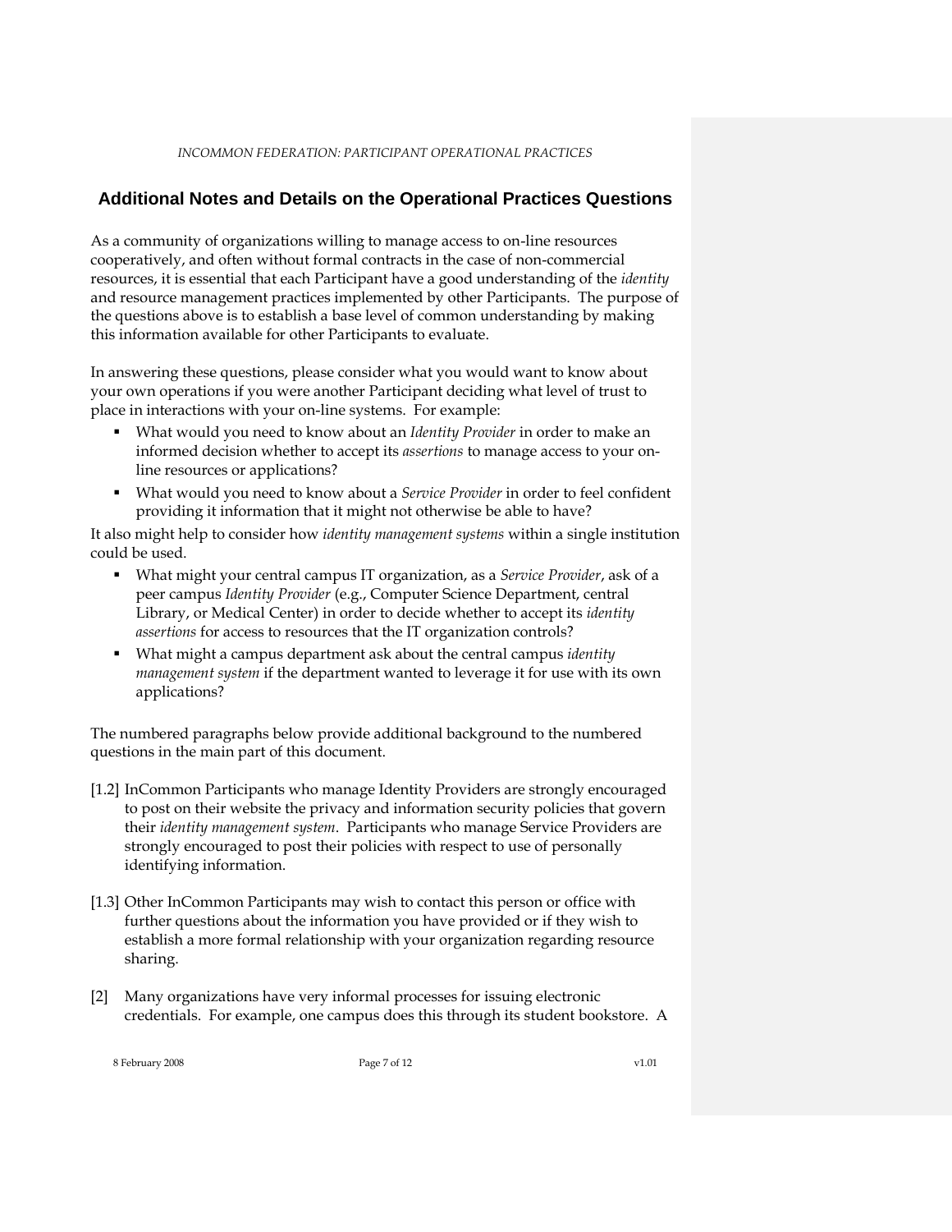## Additional Notes and Details on the Operational Practices Questions

As a community of organizations willing to manage access to on-line resources cooperatively, and often without formal contracts in the case of non-commercial resources, it is essential that each Participant have a good understanding of the *identity* and resource management practices implemented by other Participants. The purpose of the questions above is to establish a base level of common understanding by making this information available for other Participants to evaluate.

In answering these questions, please consider what you would want to know about your own operations if you were another Participant deciding what level of trust to place in interactions with your on-line systems. For example:

- What would you need to know about an *Identity Provider* in order to make an informed decision whether to accept its *assertions* to manage access to your on-line resources or applications?
- What would you need to know about a *Service Provider* in order to feel confident providing it information that it might not otherwise be able to have?

It also might help to consider how *identity management systems* within a single institution could be used.

- What might your central campus IT organization, as a *Service Provider*, ask of a peer campus *Identity Provider* (e.g., Computer Science Department, central Library, or Medical Center) in order to decide whether to accept its *identity assertions* for access to resources that the IT organization controls?
- What might a campus department ask about the central campus *identity management system* if the department wanted to leverage it for use with its own applications?

The numbered paragraphs below provide additional background to the numbered questions in the main part of this document.

[1.2] InCommon Participants who manage Identity Providers are strongly encouraged to post on their website the privacy and information security policies that govern their *identity management system*. Participants who manage Service Providers are strongly encouraged to post their policies with respect to use of personally identifying information.

[1.3] Other InCommon Participants may wish to contact this person or office with further questions about the information you have provided or if they wish to establish a more formal relationship with your organization regarding resource sharing.

[2] Many organizations have very informal processes for issuing electronic credentials. For example, one campus does this through its student bookstore. A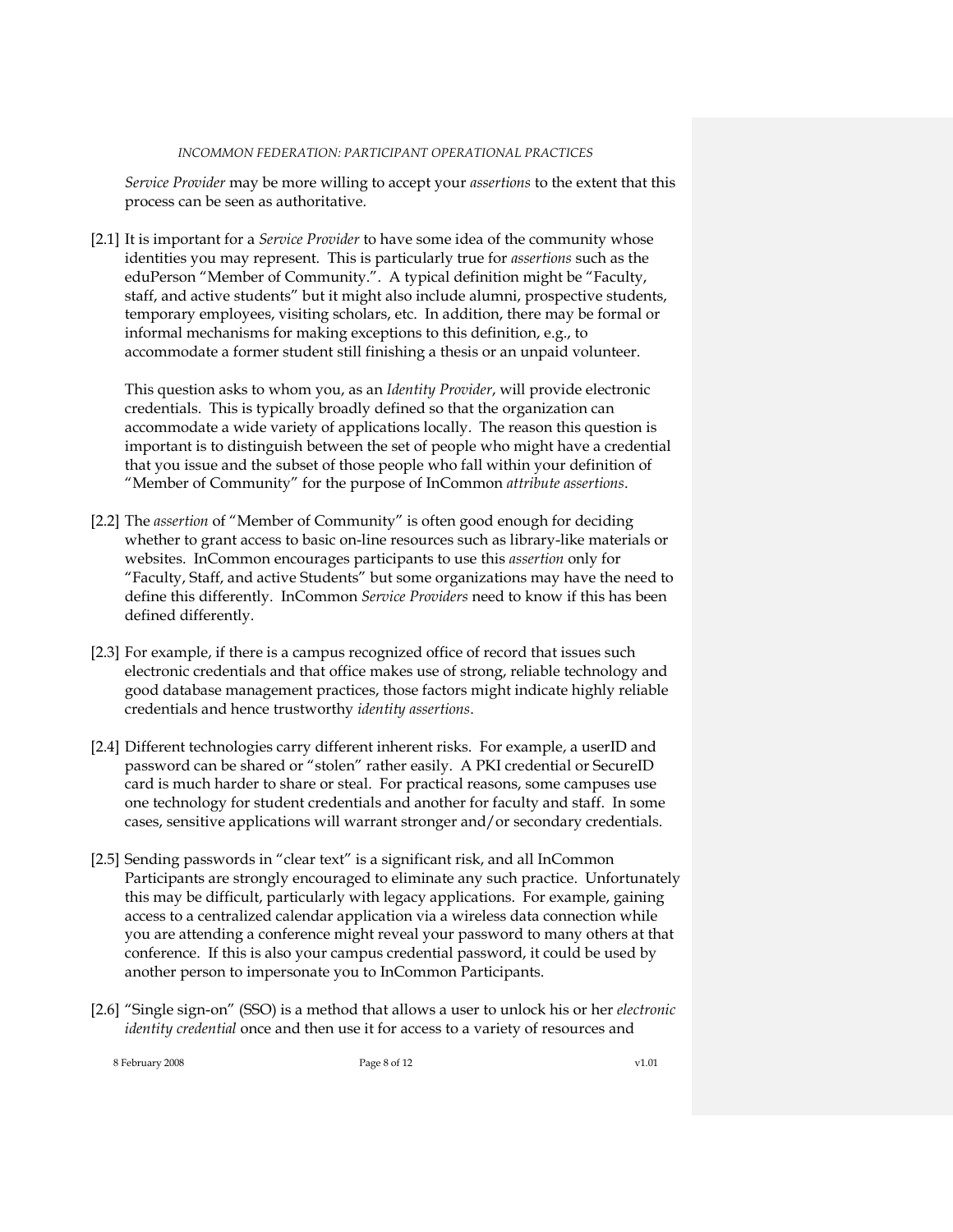*Service Provider* may be more willing to accept your *assertions* to the extent that this process can be seen as authoritative.

[2.1] It is important for a *Service Provider* to have some idea of the community whose identities you may represent. This is particularly true for *assertions* such as the eduPerson "Member of Community.". A typical definition might be "Faculty, staff, and active students" but it might also include alumni, prospective students, temporary employees, visiting scholars, etc. In addition, there may be formal or informal mechanisms for making exceptions to this definition, e.g., to accommodate a former student still finishing a thesis or an unpaid volunteer.

This question asks to whom you, as an *Identity Provider*, will provide electronic credentials. This is typically broadly defined so that the organization can accommodate a wide variety of applications locally. The reason this question is important is to distinguish between the set of people who might have a credential that you issue and the subset of those people who fall within your definition of "Member of Community" for the purpose of InCommon *attribute assertions*.

[2.2] The *assertion* of "Member of Community" is often good enough for deciding whether to grant access to basic on-line resources such as library-like materials or websites. InCommon encourages participants to use this *assertion* only for "Faculty, Staff, and active Students" but some organizations may have the need to define this differently. InCommon *Service Providers* need to know if this has been defined differently.

[2.3] For example, if there is a campus recognized office of record that issues such electronic credentials and that office makes use of strong, reliable technology and good database management practices, those factors might indicate highly reliable credentials and hence trustworthy *identity assertions*.

[2.4] Different technologies carry different inherent risks. For example, a userID and password can be shared or "stolen" rather easily. A PKI credential or SecureID card is much harder to share or steal. For practical reasons, some campuses use one technology for student credentials and another for faculty and staff. In some cases, sensitive applications will warrant stronger and/or secondary credentials.

[2.5] Sending passwords in "clear text" is a significant risk, and all InCommon Participants are strongly encouraged to eliminate any such practice. Unfortunately this may be difficult, particularly with legacy applications. For example, gaining access to a centralized calendar application via a wireless data connection while you are attending a conference might reveal your password to many others at that conference. If this is also your campus credential password, it could be used by another person to impersonate you to InCommon Participants.

[2.6] "Single sign-on" (SSO) is a method that allows a user to unlock his or her *electronic identity credential* once and then use it for access to a variety of resources and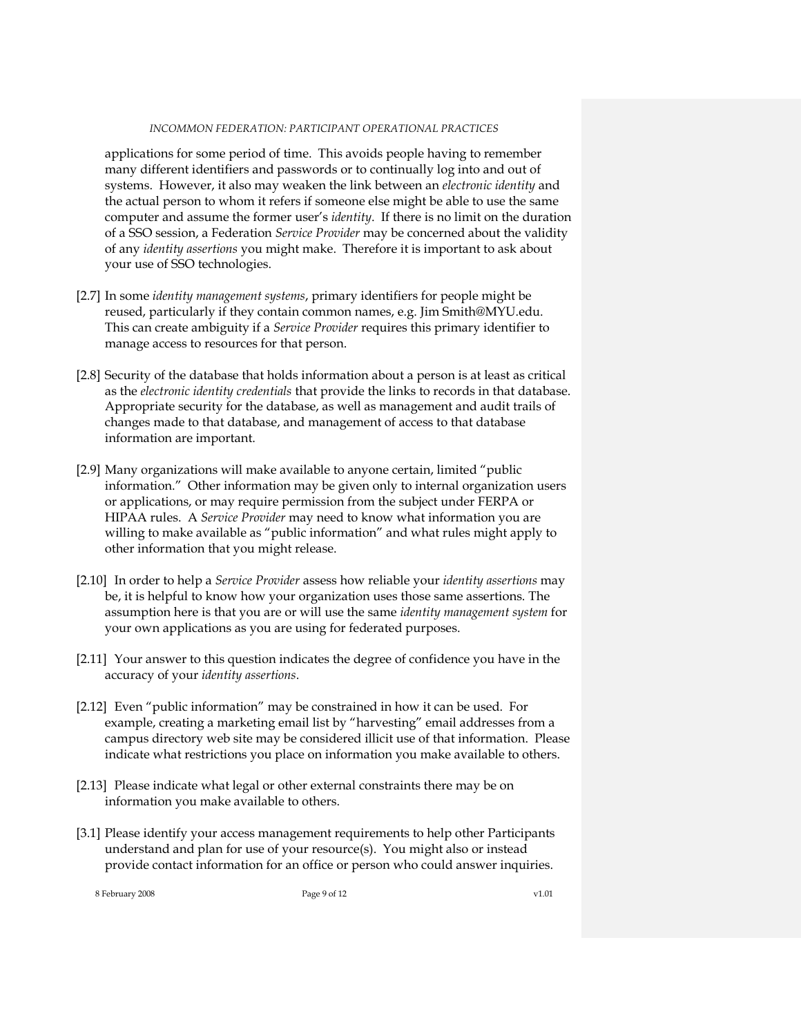applications for some period of time. This avoids people having to remember many different identifiers and passwords or to continually log into and out of systems. However, it also may weaken the link between an *electronic identity* and the actual person to whom it refers if someone else might be able to use the same computer and assume the former user's *identity*. If there is no limit on the duration of a SSO session, a Federation *Service Provider* may be concerned about the validity of any *identity assertions* you might make. Therefore it is important to ask about your use of SSO technologies.

[2.7] In some *identity management systems*, primary identifiers for people might be reused, particularly if they contain common names, e.g. Jim Smith@MYU.edu. This can create ambiguity if a *Service Provider* requires this primary identifier to manage access to resources for that person.

[2.8] Security of the database that holds information about a person is at least as critical as the *electronic identity credentials* that provide the links to records in that database. Appropriate security for the database, as well as management and audit trails of changes made to that database, and management of access to that database information are important.

[2.9] Many organizations will make available to anyone certain, limited "public information." Other information may be given only to internal organization users or applications, or may require permission from the subject under FERPA or HIPAA rules. A *Service Provider* may need to know what information you are willing to make available as "public information" and what rules might apply to other information that you might release.

[2.10] In order to help a *Service Provider* assess how reliable your *identity assertions* may be, it is helpful to know how your organization uses those same assertions. The assumption here is that you are or will use the same *identity management system* for your own applications as you are using for federated purposes.

[2.11] Your answer to this question indicates the degree of confidence you have in the accuracy of your *identity assertions*.

[2.12] Even "public information" may be constrained in how it can be used. For example, creating a marketing email list by "harvesting" email addresses from a campus directory web site may be considered illicit use of that information. Please indicate what restrictions you place on information you make available to others.

[2.13] Please indicate what legal or other external constraints there may be on information you make available to others.

[3.1] Please identify your access management requirements to help other Participants understand and plan for use of your resource(s). You might also or instead provide contact information for an office or person who could answer inquiries.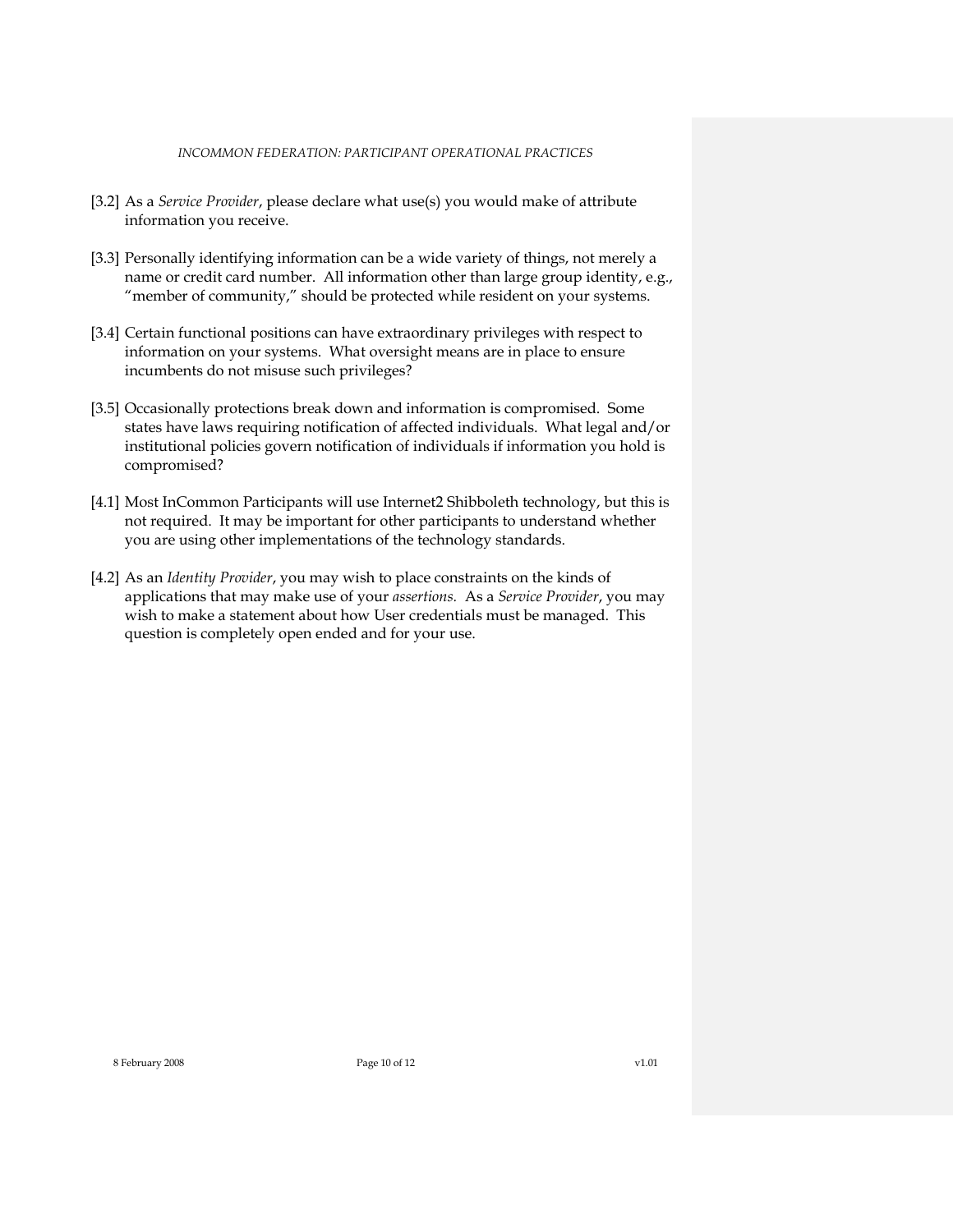[3.2] As a *Service Provider*, please declare what use(s) you would make of attribute information you receive.

[3.3] Personally identifying information can be a wide variety of things, not merely a name or credit card number. All information other than large group identity, e.g., "member of community," should be protected while resident on your systems.

[3.4] Certain functional positions can have extraordinary privileges with respect to information on your systems. What oversight means are in place to ensure incumbents do not misuse such privileges?

[3.5] Occasionally protections break down and information is compromised. Some states have laws requiring notification of affected individuals. What legal and/or institutional policies govern notification of individuals if information you hold is compromised?

[4.1] Most InCommon Participants will use Internet2 Shibboleth technology, but this is not required. It may be important for other participants to understand whether you are using other implementations of the technology standards.

[4.2] As an *Identity Provider*, you may wish to place constraints on the kinds of applications that may make use of your *assertions*. As a *Service Provider*, you may wish to make a statement about how User credentials must be managed. This question is completely open ended and for your use.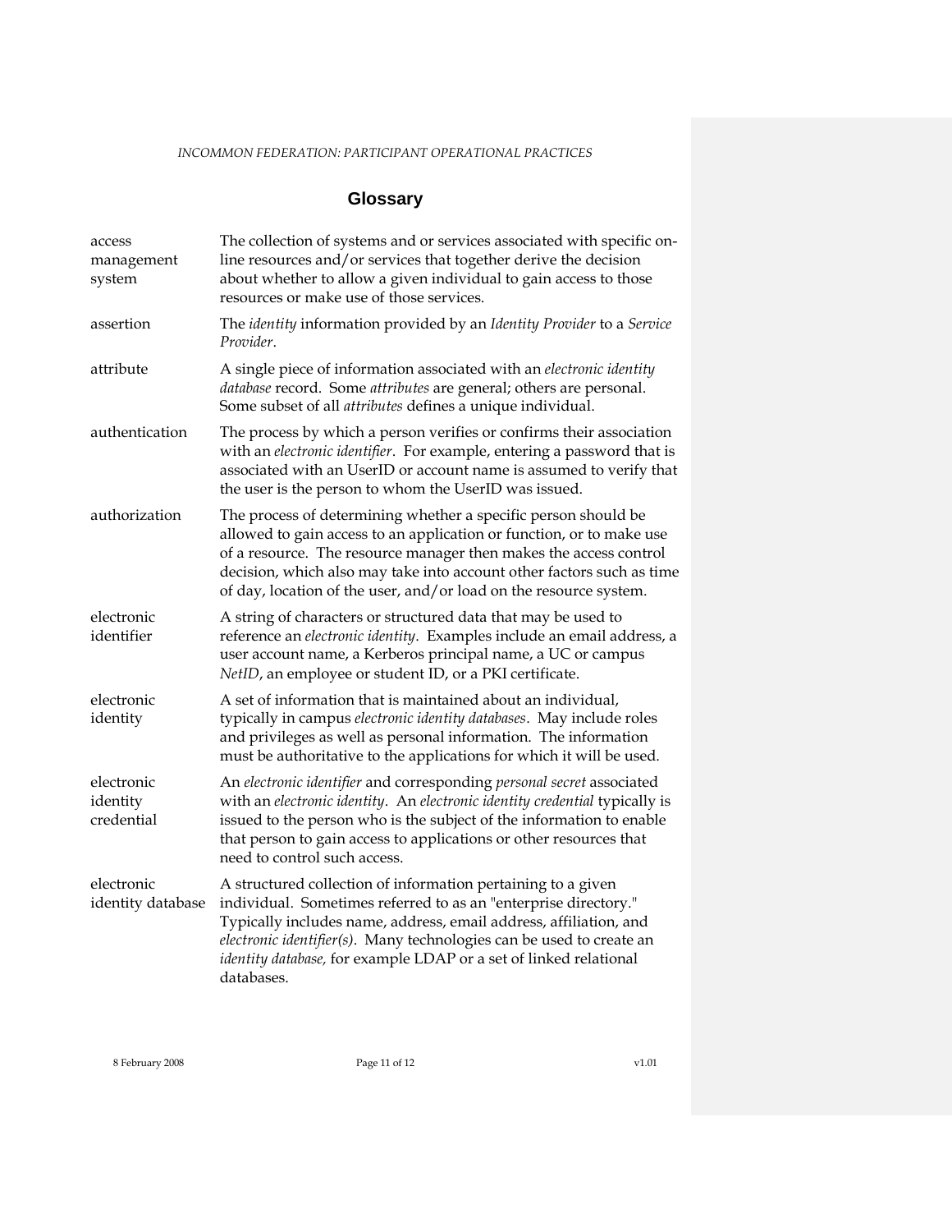# Glossary

| | |
|---|---|
| access management system | The collection of systems and or services associated with specific on-line resources and/or services that together derive the decision about whether to allow a given individual to gain access to those resources or make use of those services. |
| assertion | The *identity* information provided by an *Identity Provider* to a *Service Provider*. |
| attribute | A single piece of information associated with an *electronic identity database* record. Some *attributes* are general; others are personal. Some subset of all *attributes* defines a unique individual. |
| authentication | The process by which a person verifies or confirms their association with an *electronic identifier*. For example, entering a password that is associated with an UserID or account name is assumed to verify that the user is the person to whom the UserID was issued. |
| authorization | The process of determining whether a specific person should be allowed to gain access to an application or function, or to make use of a resource. The resource manager then makes the access control decision, which also may take into account other factors such as time of day, location of the user, and/or load on the resource system. |
| electronic identifier | A string of characters or structured data that may be used to reference an *electronic identity*. Examples include an email address, a user account name, a Kerberos principal name, a UC or campus *NetID*, an employee or student ID, or a PKI certificate. |
| electronic identity | A set of information that is maintained about an individual, typically in campus *electronic identity databases*. May include roles and privileges as well as personal information. The information must be authoritative to the applications for which it will be used. |
| electronic identity credential | An *electronic identifier* and corresponding *personal secret* associated with an *electronic identity*. An *electronic identity credential* typically is issued to the person who is the subject of the information to enable that person to gain access to applications or other resources that need to control such access. |
| electronic identity database | A structured collection of information pertaining to a given individual. Sometimes referred to as an "enterprise directory." Typically includes name, address, email address, affiliation, and *electronic identifier(s)*. Many technologies can be used to create an *identity database*, for example LDAP or a set of linked relational databases. |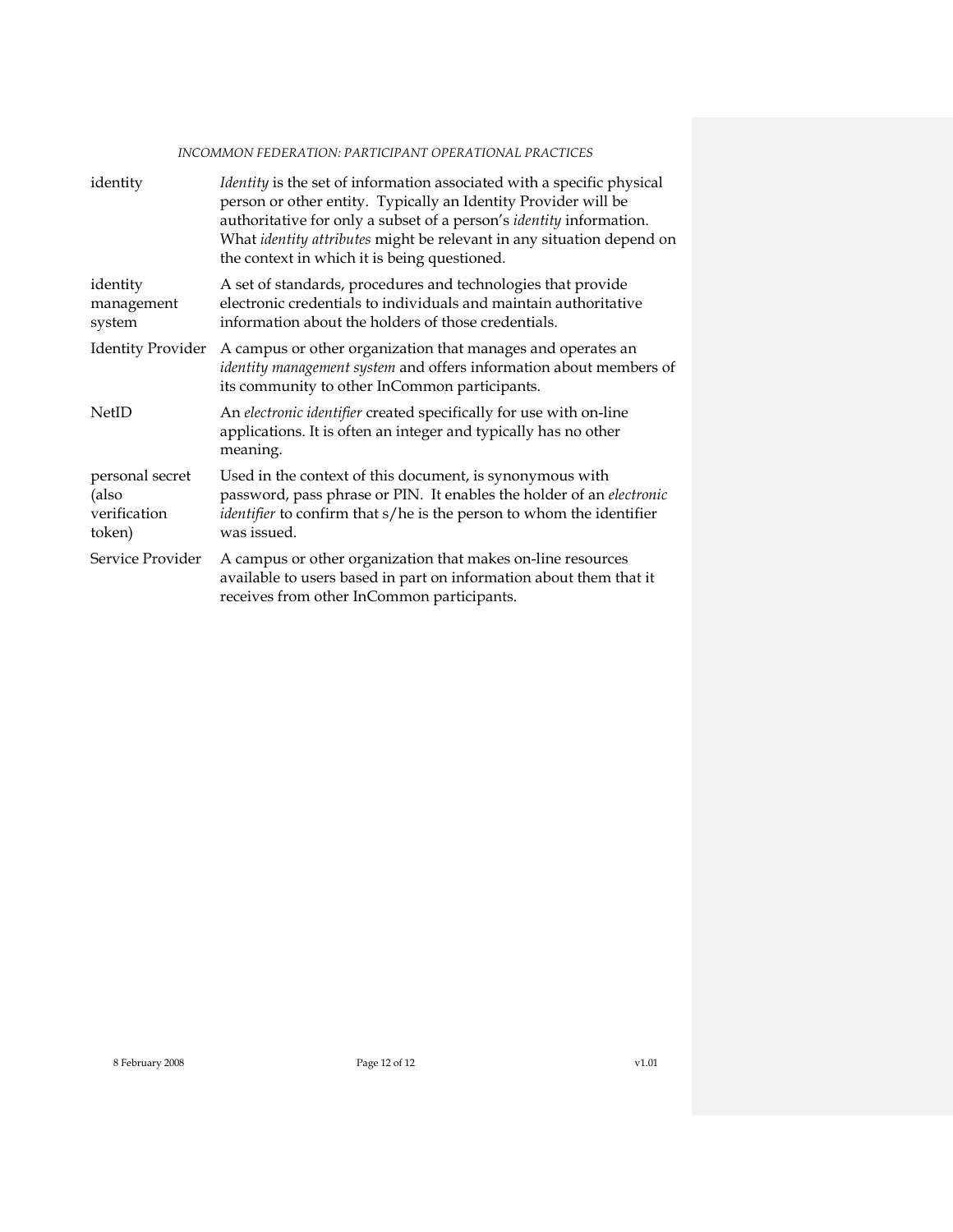| | |
|---|---|
| identity | *Identity* is the set of information associated with a specific physical person or other entity. Typically an Identity Provider will be authoritative for only a subset of a person's *identity* information. What *identity attributes* might be relevant in any situation depend on the context in which it is being questioned. |
| identity management system | A set of standards, procedures and technologies that provide electronic credentials to individuals and maintain authoritative information about the holders of those credentials. |
| Identity Provider | A campus or other organization that manages and operates an *identity management system* and offers information about members of its community to other InCommon participants. |
| NetID | An *electronic identifier* created specifically for use with on-line applications. It is often an integer and typically has no other meaning. |
| personal secret (also verification token) | Used in the context of this document, is synonymous with password, pass phrase or PIN. It enables the holder of an *electronic identifier* to confirm that s/he is the person to whom the identifier was issued. |
| Service Provider | A campus or other organization that makes on-line resources available to users based in part on information about them that it receives from other InCommon participants. |